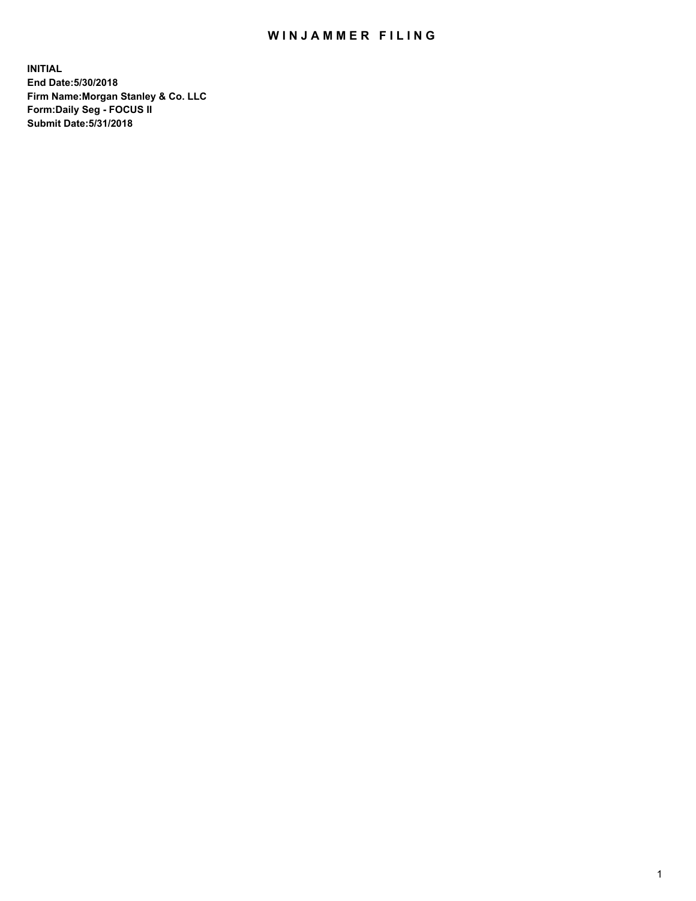# WINJAMMER FILING

**INITIAL**
**End Date:5/30/2018**
**Firm Name:Morgan Stanley & Co. LLC**
**Form:Daily Seg - FOCUS II**
**Submit Date:5/31/2018**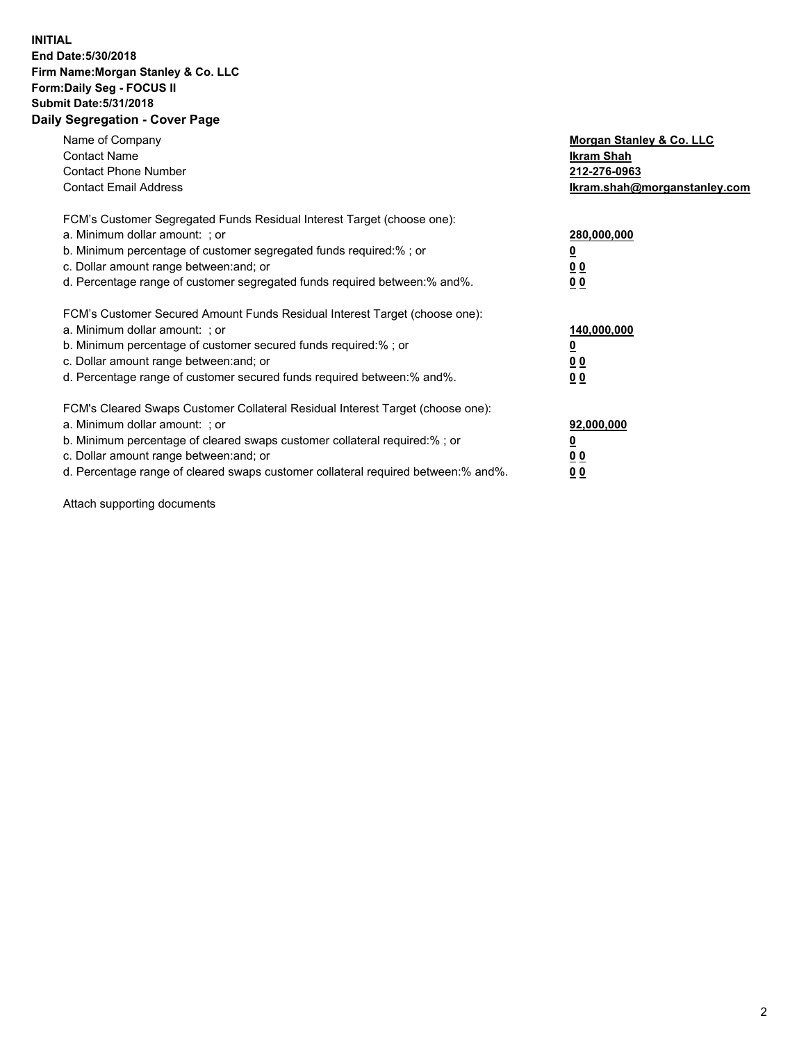**INITIAL**
**End Date:5/30/2018**
**Firm Name:Morgan Stanley & Co. LLC**
**Form:Daily Seg - FOCUS II**
**Submit Date:5/31/2018**
**Daily Segregation - Cover Page**

| | |
|---|---|
| Name of Company | **Morgan Stanley & Co. LLC** |
| Contact Name | **Ikram Shah** |
| Contact Phone Number | **212-276-0963** |
| Contact Email Address | **Ikram.shah@morganstanley.com** |

FCM's Customer Segregated Funds Residual Interest Target (choose one):

| | |
|---|---|
| a. Minimum dollar amount: ; or | **280,000,000** |
| b. Minimum percentage of customer segregated funds required:% ; or | **0** |
| c. Dollar amount range between:and; or | **0 0** |
| d. Percentage range of customer segregated funds required between:% and%. | **0 0** |

FCM's Customer Secured Amount Funds Residual Interest Target (choose one):

| | |
|---|---|
| a. Minimum dollar amount: ; or | **140,000,000** |
| b. Minimum percentage of customer secured funds required:% ; or | **0** |
| c. Dollar amount range between:and; or | **0 0** |
| d. Percentage range of customer secured funds required between:% and%. | **0 0** |

FCM's Cleared Swaps Customer Collateral Residual Interest Target (choose one):

| | |
|---|---|
| a. Minimum dollar amount: ; or | **92,000,000** |
| b. Minimum percentage of cleared swaps customer collateral required:% ; or | **0** |
| c. Dollar amount range between:and; or | **0 0** |
| d. Percentage range of cleared swaps customer collateral required between:% and%. | **0 0** |

Attach supporting documents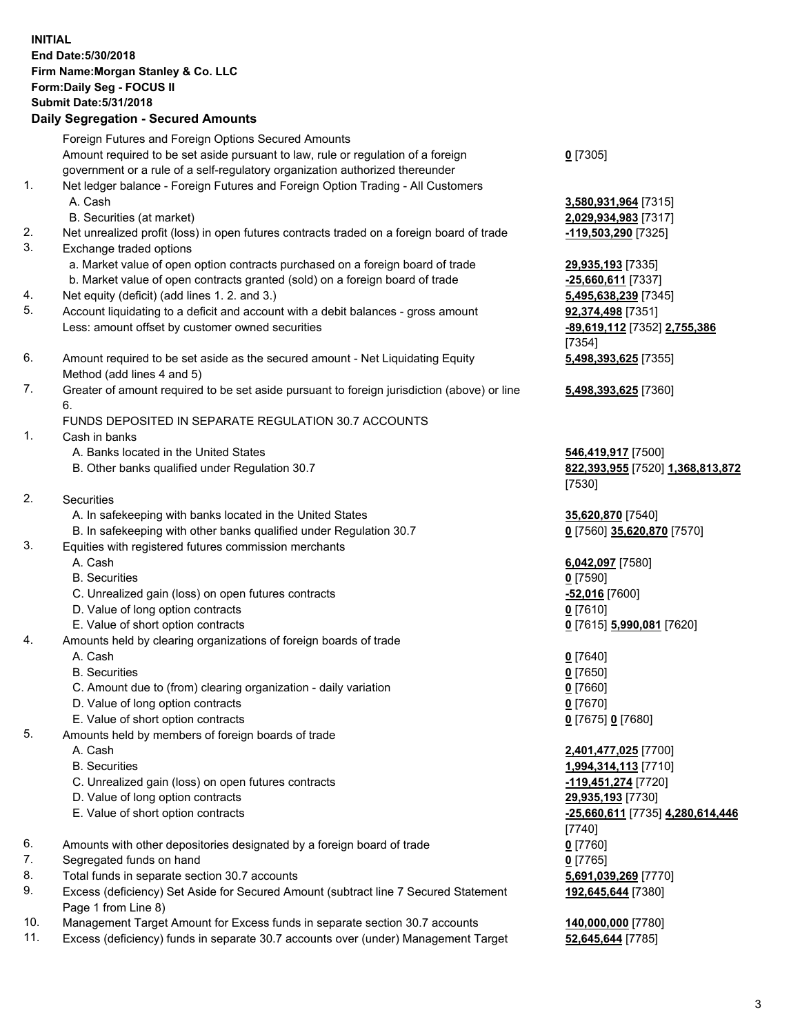**INITIAL**
**End Date:5/30/2018**
**Firm Name:Morgan Stanley & Co. LLC**
**Form:Daily Seg - FOCUS II**
**Submit Date:5/31/2018**

## Daily Segregation - Secured Amounts

| | | |
|---|---|---|
| | Foreign Futures and Foreign Options Secured Amounts | |
| | Amount required to be set aside pursuant to law, rule or regulation of a foreign government or a rule of a self-regulatory organization authorized thereunder | **0** [7305] |
| 1. | Net ledger balance - Foreign Futures and Foreign Option Trading - All Customers | |
| | A. Cash | **3,580,931,964** [7315] |
| | B. Securities (at market) | **2,029,934,983** [7317] |
| 2. | Net unrealized profit (loss) in open futures contracts traded on a foreign board of trade | **-119,503,290** [7325] |
| 3. | Exchange traded options | |
| | a. Market value of open option contracts purchased on a foreign board of trade | **29,935,193** [7335] |
| | b. Market value of open contracts granted (sold) on a foreign board of trade | **-25,660,611** [7337] |
| 4. | Net equity (deficit) (add lines 1. 2. and 3.) | **5,495,638,239** [7345] |
| 5. | Account liquidating to a deficit and account with a debit balances - gross amount | **92,374,498** [7351] |
| | Less: amount offset by customer owned securities | **-89,619,112** [7352] **2,755,386** [7354] |
| 6. | Amount required to be set aside as the secured amount - Net Liquidating Equity Method (add lines 4 and 5) | **5,498,393,625** [7355] |
| 7. | Greater of amount required to be set aside pursuant to foreign jurisdiction (above) or line 6. | **5,498,393,625** [7360] |
| | FUNDS DEPOSITED IN SEPARATE REGULATION 30.7 ACCOUNTS | |
| 1. | Cash in banks | |
| | A. Banks located in the United States | **546,419,917** [7500] |
| | B. Other banks qualified under Regulation 30.7 | **822,393,955** [7520] **1,368,813,872** [7530] |
| 2. | Securities | |
| | A. In safekeeping with banks located in the United States | **35,620,870** [7540] |
| | B. In safekeeping with other banks qualified under Regulation 30.7 | **0** [7560] **35,620,870** [7570] |
| 3. | Equities with registered futures commission merchants | |
| | A. Cash | **6,042,097** [7580] |
| | B. Securities | **0** [7590] |
| | C. Unrealized gain (loss) on open futures contracts | **-52,016** [7600] |
| | D. Value of long option contracts | **0** [7610] |
| | E. Value of short option contracts | **0** [7615] **5,990,081** [7620] |
| 4. | Amounts held by clearing organizations of foreign boards of trade | |
| | A. Cash | **0** [7640] |
| | B. Securities | **0** [7650] |
| | C. Amount due to (from) clearing organization - daily variation | **0** [7660] |
| | D. Value of long option contracts | **0** [7670] |
| | E. Value of short option contracts | **0** [7675] **0** [7680] |
| 5. | Amounts held by members of foreign boards of trade | |
| | A. Cash | **2,401,477,025** [7700] |
| | B. Securities | **1,994,314,113** [7710] |
| | C. Unrealized gain (loss) on open futures contracts | **-119,451,274** [7720] |
| | D. Value of long option contracts | **29,935,193** [7730] |
| | E. Value of short option contracts | **-25,660,611** [7735] **4,280,614,446** [7740] |
| 6. | Amounts with other depositories designated by a foreign board of trade | **0** [7760] |
| 7. | Segregated funds on hand | **0** [7765] |
| 8. | Total funds in separate section 30.7 accounts | **5,691,039,269** [7770] |
| 9. | Excess (deficiency) Set Aside for Secured Amount (subtract line 7 Secured Statement Page 1 from Line 8) | **192,645,644** [7380] |
| 10. | Management Target Amount for Excess funds in separate section 30.7 accounts | **140,000,000** [7780] |
| 11. | Excess (deficiency) funds in separate 30.7 accounts over (under) Management Target | **52,645,644** [7785] |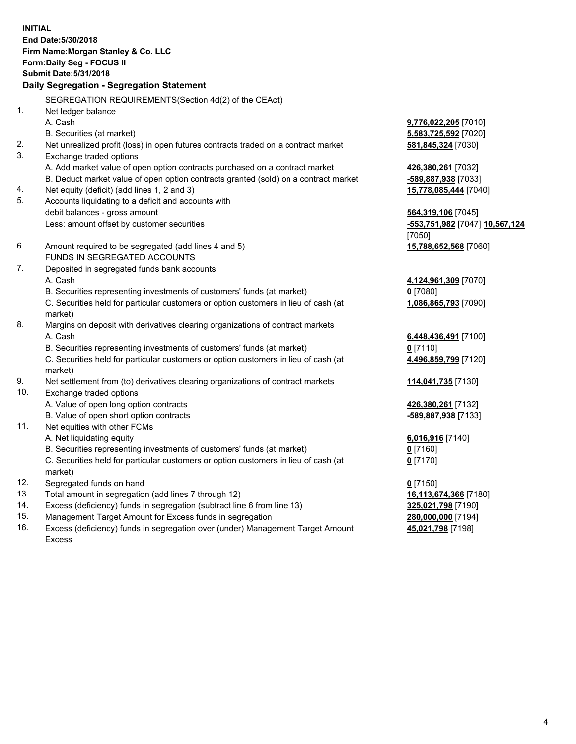**INITIAL**
**End Date:5/30/2018**
**Firm Name:Morgan Stanley & Co. LLC**
**Form:Daily Seg - FOCUS II**
**Submit Date:5/31/2018**

### Daily Segregation - Segregation Statement

SEGREGATION REQUIREMENTS(Section 4d(2) of the CEAct)

| | | |
|---|---|---|
| 1. | Net ledger balance | |
| | A. Cash | **9,776,022,205** [7010] |
| | B. Securities (at market) | **5,583,725,592** [7020] |
| 2. | Net unrealized profit (loss) in open futures contracts traded on a contract market | **581,845,324** [7030] |
| 3. | Exchange traded options | |
| | A. Add market value of open option contracts purchased on a contract market | **426,380,261** [7032] |
| | B. Deduct market value of open option contracts granted (sold) on a contract market | **-589,887,938** [7033] |
| 4. | Net equity (deficit) (add lines 1, 2 and 3) | **15,778,085,444** [7040] |
| 5. | Accounts liquidating to a deficit and accounts with debit balances - gross amount | **564,319,106** [7045] |
| | Less: amount offset by customer securities | **-553,751,982** [7047] **10,567,124** [7050] |
| 6. | Amount required to be segregated (add lines 4 and 5) | **15,788,652,568** [7060] |
| | FUNDS IN SEGREGATED ACCOUNTS | |
| 7. | Deposited in segregated funds bank accounts | |
| | A. Cash | **4,124,961,309** [7070] |
| | B. Securities representing investments of customers' funds (at market) | **0** [7080] |
| | C. Securities held for particular customers or option customers in lieu of cash (at market) | **1,086,865,793** [7090] |
| 8. | Margins on deposit with derivatives clearing organizations of contract markets | |
| | A. Cash | **6,448,436,491** [7100] |
| | B. Securities representing investments of customers' funds (at market) | **0** [7110] |
| | C. Securities held for particular customers or option customers in lieu of cash (at market) | **4,496,859,799** [7120] |
| 9. | Net settlement from (to) derivatives clearing organizations of contract markets | **114,041,735** [7130] |
| 10. | Exchange traded options | |
| | A. Value of open long option contracts | **426,380,261** [7132] |
| | B. Value of open short option contracts | **-589,887,938** [7133] |
| 11. | Net equities with other FCMs | |
| | A. Net liquidating equity | **6,016,916** [7140] |
| | B. Securities representing investments of customers' funds (at market) | **0** [7160] |
| | C. Securities held for particular customers or option customers in lieu of cash (at market) | **0** [7170] |
| 12. | Segregated funds on hand | **0** [7150] |
| 13. | Total amount in segregation (add lines 7 through 12) | **16,113,674,366** [7180] |
| 14. | Excess (deficiency) funds in segregation (subtract line 6 from line 13) | **325,021,798** [7190] |
| 15. | Management Target Amount for Excess funds in segregation | **280,000,000** [7194] |
| 16. | Excess (deficiency) funds in segregation over (under) Management Target Amount Excess | **45,021,798** [7198] |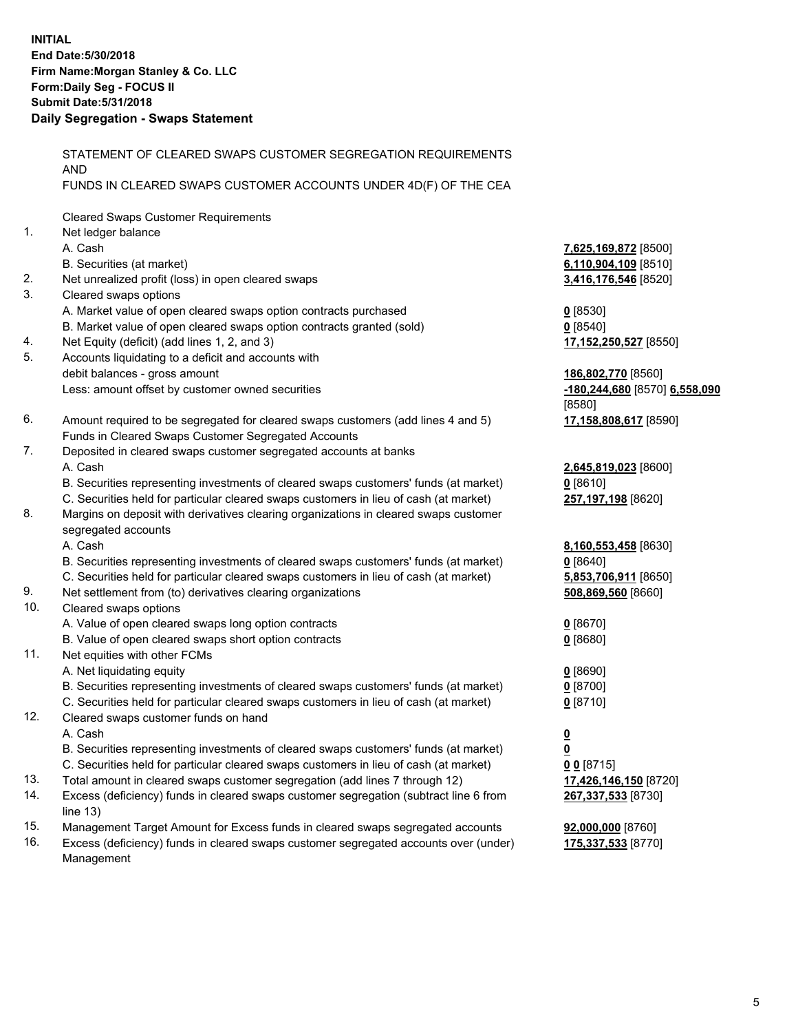**INITIAL**
**End Date:5/30/2018**
**Firm Name:Morgan Stanley & Co. LLC**
**Form:Daily Seg - FOCUS II**
**Submit Date:5/31/2018**
**Daily Segregation - Swaps Statement**

STATEMENT OF CLEARED SWAPS CUSTOMER SEGREGATION REQUIREMENTS AND FUNDS IN CLEARED SWAPS CUSTOMER ACCOUNTS UNDER 4D(F) OF THE CEA

| | | |
|---|---|---|
| | Cleared Swaps Customer Requirements | |
| 1. | Net ledger balance | |
| | A. Cash | **7,625,169,872** [8500] |
| | B. Securities (at market) | **6,110,904,109** [8510] |
| 2. | Net unrealized profit (loss) in open cleared swaps | **3,416,176,546** [8520] |
| 3. | Cleared swaps options | |
| | A. Market value of open cleared swaps option contracts purchased | **0** [8530] |
| | B. Market value of open cleared swaps option contracts granted (sold) | **0** [8540] |
| 4. | Net Equity (deficit) (add lines 1, 2, and 3) | **17,152,250,527** [8550] |
| 5. | Accounts liquidating to a deficit and accounts with debit balances - gross amount | **186,802,770** [8560] |
| | Less: amount offset by customer owned securities | **-180,244,680** [8570] **6,558,090** [8580] |
| 6. | Amount required to be segregated for cleared swaps customers (add lines 4 and 5) | **17,158,808,617** [8590] |
| | Funds in Cleared Swaps Customer Segregated Accounts | |
| 7. | Deposited in cleared swaps customer segregated accounts at banks | |
| | A. Cash | **2,645,819,023** [8600] |
| | B. Securities representing investments of cleared swaps customers' funds (at market) | **0** [8610] |
| | C. Securities held for particular cleared swaps customers in lieu of cash (at market) | **257,197,198** [8620] |
| 8. | Margins on deposit with derivatives clearing organizations in cleared swaps customer segregated accounts | |
| | A. Cash | **8,160,553,458** [8630] |
| | B. Securities representing investments of cleared swaps customers' funds (at market) | **0** [8640] |
| | C. Securities held for particular cleared swaps customers in lieu of cash (at market) | **5,853,706,911** [8650] |
| 9. | Net settlement from (to) derivatives clearing organizations | **508,869,560** [8660] |
| 10. | Cleared swaps options | |
| | A. Value of open cleared swaps long option contracts | **0** [8670] |
| | B. Value of open cleared swaps short option contracts | **0** [8680] |
| 11. | Net equities with other FCMs | |
| | A. Net liquidating equity | **0** [8690] |
| | B. Securities representing investments of cleared swaps customers' funds (at market) | **0** [8700] |
| | C. Securities held for particular cleared swaps customers in lieu of cash (at market) | **0** [8710] |
| 12. | Cleared swaps customer funds on hand | |
| | A. Cash | **0** |
| | B. Securities representing investments of cleared swaps customers' funds (at market) | **0** |
| | C. Securities held for particular cleared swaps customers in lieu of cash (at market) | **0** **0** [8715] |
| 13. | Total amount in cleared swaps customer segregation (add lines 7 through 12) | **17,426,146,150** [8720] |
| 14. | Excess (deficiency) funds in cleared swaps customer segregation (subtract line 6 from line 13) | **267,337,533** [8730] |
| 15. | Management Target Amount for Excess funds in cleared swaps segregated accounts | **92,000,000** [8760] |
| 16. | Excess (deficiency) funds in cleared swaps customer segregated accounts over (under) Management | **175,337,533** [8770] |